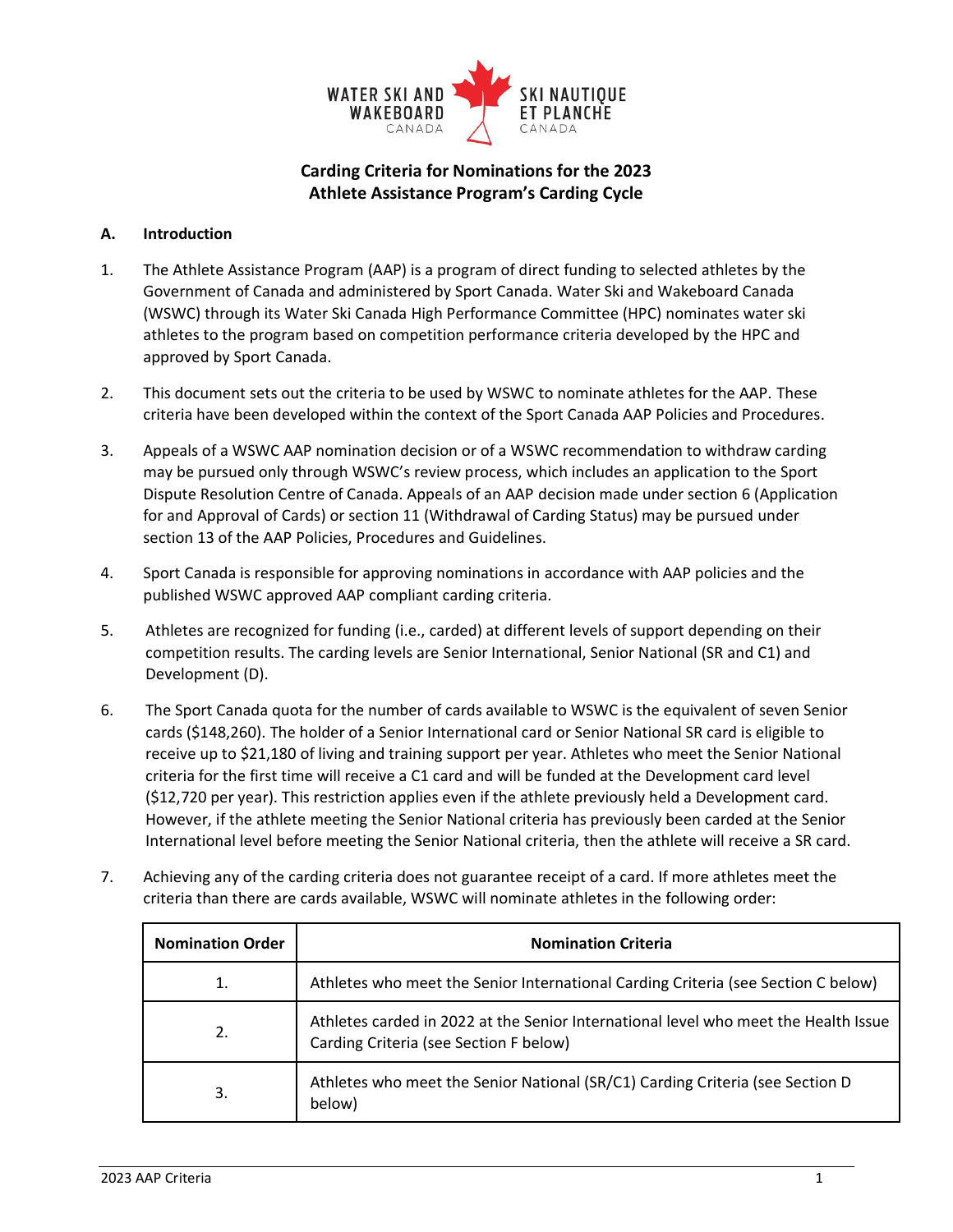WATER SKI AND WAKEBOARD CANADA — SKI NAUTIQUE ET PLANCHE CANADA

# Carding Criteria for Nominations for the 2023 Athlete Assistance Program's Carding Cycle

## A. Introduction

1. The Athlete Assistance Program (AAP) is a program of direct funding to selected athletes by the Government of Canada and administered by Sport Canada. Water Ski and Wakeboard Canada (WSWC) through its Water Ski Canada High Performance Committee (HPC) nominates water ski athletes to the program based on competition performance criteria developed by the HPC and approved by Sport Canada.

2. This document sets out the criteria to be used by WSWC to nominate athletes for the AAP. These criteria have been developed within the context of the Sport Canada AAP Policies and Procedures.

3. Appeals of a WSWC AAP nomination decision or of a WSWC recommendation to withdraw carding may be pursued only through WSWC's review process, which includes an application to the Sport Dispute Resolution Centre of Canada. Appeals of an AAP decision made under section 6 (Application for and Approval of Cards) or section 11 (Withdrawal of Carding Status) may be pursued under section 13 of the AAP Policies, Procedures and Guidelines.

4. Sport Canada is responsible for approving nominations in accordance with AAP policies and the published WSWC approved AAP compliant carding criteria.

5. Athletes are recognized for funding (i.e., carded) at different levels of support depending on their competition results. The carding levels are Senior International, Senior National (SR and C1) and Development (D).

6. The Sport Canada quota for the number of cards available to WSWC is the equivalent of seven Senior cards ($148,260). The holder of a Senior International card or Senior National SR card is eligible to receive up to $21,180 of living and training support per year. Athletes who meet the Senior National criteria for the first time will receive a C1 card and will be funded at the Development card level ($12,720 per year). This restriction applies even if the athlete previously held a Development card. However, if the athlete meeting the Senior National criteria has previously been carded at the Senior International level before meeting the Senior National criteria, then the athlete will receive a SR card.

7. Achieving any of the carding criteria does not guarantee receipt of a card. If more athletes meet the criteria than there are cards available, WSWC will nominate athletes in the following order:

| Nomination Order | Nomination Criteria |
|---|---|
| 1. | Athletes who meet the Senior International Carding Criteria (see Section C below) |
| 2. | Athletes carded in 2022 at the Senior International level who meet the Health Issue Carding Criteria (see Section F below) |
| 3. | Athletes who meet the Senior National (SR/C1) Carding Criteria (see Section D below) |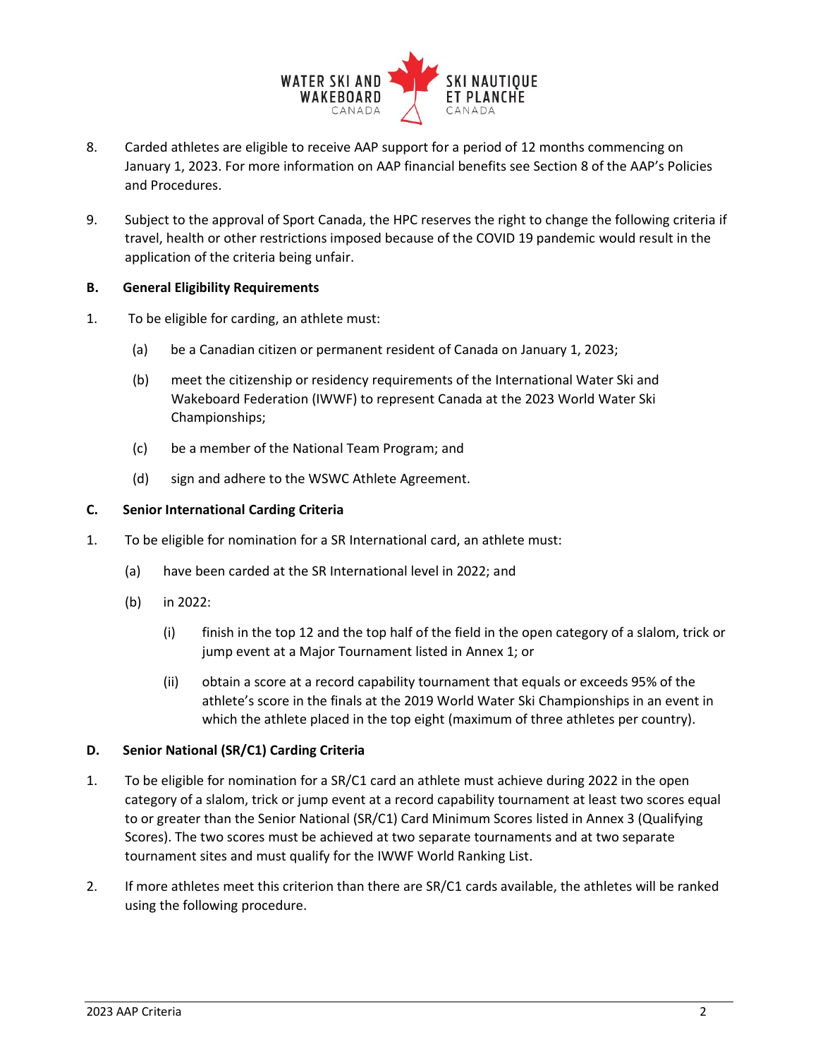8. Carded athletes are eligible to receive AAP support for a period of 12 months commencing on January 1, 2023. For more information on AAP financial benefits see Section 8 of the AAP's Policies and Procedures.

9. Subject to the approval of Sport Canada, the HPC reserves the right to change the following criteria if travel, health or other restrictions imposed because of the COVID 19 pandemic would result in the application of the criteria being unfair.

**B. General Eligibility Requirements**

1. To be eligible for carding, an athlete must:

   (a) be a Canadian citizen or permanent resident of Canada on January 1, 2023;

   (b) meet the citizenship or residency requirements of the International Water Ski and Wakeboard Federation (IWWF) to represent Canada at the 2023 World Water Ski Championships;

   (c) be a member of the National Team Program; and

   (d) sign and adhere to the WSWC Athlete Agreement.

**C. Senior International Carding Criteria**

1. To be eligible for nomination for a SR International card, an athlete must:

   (a) have been carded at the SR International level in 2022; and

   (b) in 2022:

      (i) finish in the top 12 and the top half of the field in the open category of a slalom, trick or jump event at a Major Tournament listed in Annex 1; or

      (ii) obtain a score at a record capability tournament that equals or exceeds 95% of the athlete's score in the finals at the 2019 World Water Ski Championships in an event in which the athlete placed in the top eight (maximum of three athletes per country).

**D. Senior National (SR/C1) Carding Criteria**

1. To be eligible for nomination for a SR/C1 card an athlete must achieve during 2022 in the open category of a slalom, trick or jump event at a record capability tournament at least two scores equal to or greater than the Senior National (SR/C1) Card Minimum Scores listed in Annex 3 (Qualifying Scores). The two scores must be achieved at two separate tournaments and at two separate tournament sites and must qualify for the IWWF World Ranking List.

2. If more athletes meet this criterion than there are SR/C1 cards available, the athletes will be ranked using the following procedure.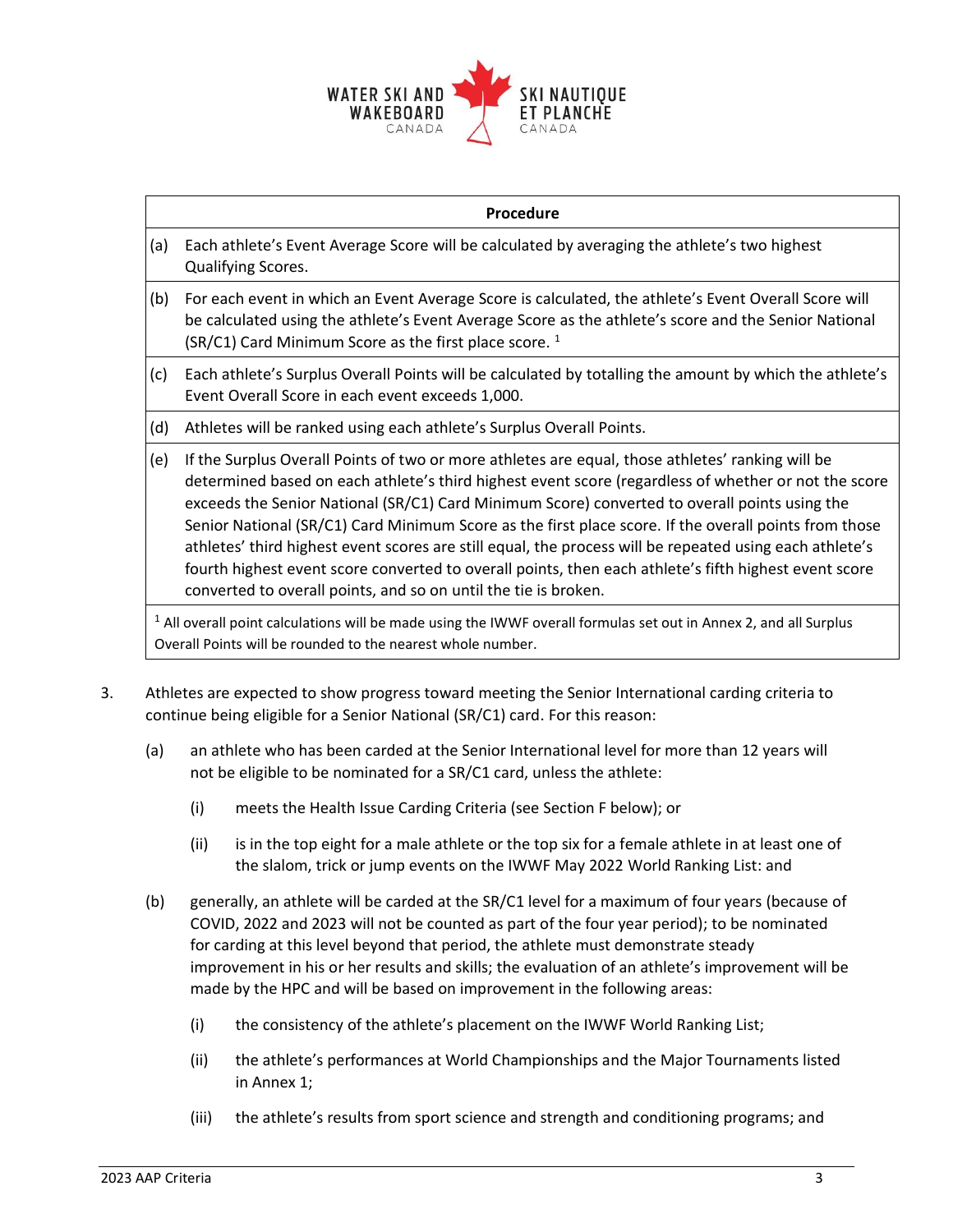| Procedure | |
|---|---|
| (a) | Each athlete's Event Average Score will be calculated by averaging the athlete's two highest Qualifying Scores. |
| (b) | For each event in which an Event Average Score is calculated, the athlete's Event Overall Score will be calculated using the athlete's Event Average Score as the athlete's score and the Senior National (SR/C1) Card Minimum Score as the first place score. [1] |
| (c) | Each athlete's Surplus Overall Points will be calculated by totalling the amount by which the athlete's Event Overall Score in each event exceeds 1,000. |
| (d) | Athletes will be ranked using each athlete's Surplus Overall Points. |
| (e) | If the Surplus Overall Points of two or more athletes are equal, those athletes' ranking will be determined based on each athlete's third highest event score (regardless of whether or not the score exceeds the Senior National (SR/C1) Card Minimum Score) converted to overall points using the Senior National (SR/C1) Card Minimum Score as the first place score. If the overall points from those athletes' third highest event scores are still equal, the process will be repeated using each athlete's fourth highest event score converted to overall points, then each athlete's fifth highest event score converted to overall points, and so on until the tie is broken. |

[1] All overall point calculations will be made using the IWWF overall formulas set out in Annex 2, and all Surplus Overall Points will be rounded to the nearest whole number.

3. Athletes are expected to show progress toward meeting the Senior International carding criteria to continue being eligible for a Senior National (SR/C1) card. For this reason:

   (a) an athlete who has been carded at the Senior International level for more than 12 years will not be eligible to be nominated for a SR/C1 card, unless the athlete:

      (i) meets the Health Issue Carding Criteria (see Section F below); or

      (ii) is in the top eight for a male athlete or the top six for a female athlete in at least one of the slalom, trick or jump events on the IWWF May 2022 World Ranking List: and

   (b) generally, an athlete will be carded at the SR/C1 level for a maximum of four years (because of COVID, 2022 and 2023 will not be counted as part of the four year period); to be nominated for carding at this level beyond that period, the athlete must demonstrate steady improvement in his or her results and skills; the evaluation of an athlete's improvement will be made by the HPC and will be based on improvement in the following areas:

      (i) the consistency of the athlete's placement on the IWWF World Ranking List;

      (ii) the athlete's performances at World Championships and the Major Tournaments listed in Annex 1;

      (iii) the athlete's results from sport science and strength and conditioning programs; and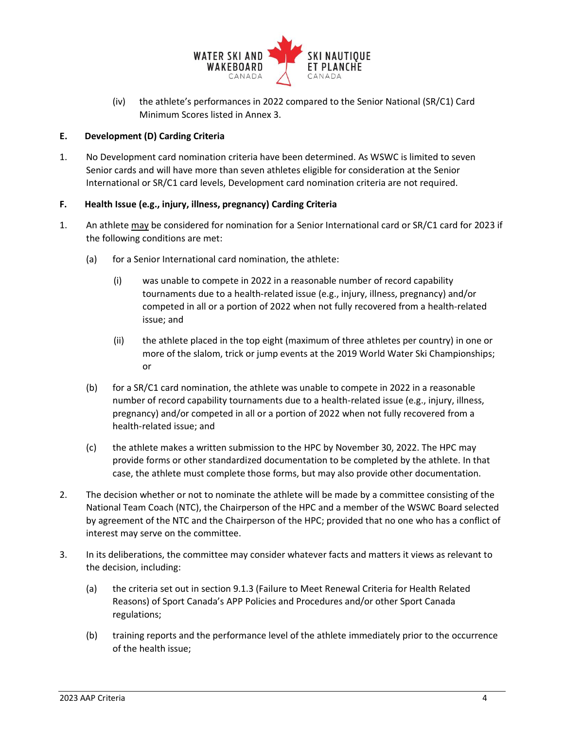(iv) the athlete's performances in 2022 compared to the Senior National (SR/C1) Card Minimum Scores listed in Annex 3.

**E. Development (D) Carding Criteria**

1. No Development card nomination criteria have been determined. As WSWC is limited to seven Senior cards and will have more than seven athletes eligible for consideration at the Senior International or SR/C1 card levels, Development card nomination criteria are not required.

**F. Health Issue (e.g., injury, illness, pregnancy) Carding Criteria**

1. An athlete may be considered for nomination for a Senior International card or SR/C1 card for 2023 if the following conditions are met:

   (a) for a Senior International card nomination, the athlete:

      (i) was unable to compete in 2022 in a reasonable number of record capability tournaments due to a health-related issue (e.g., injury, illness, pregnancy) and/or competed in all or a portion of 2022 when not fully recovered from a health-related issue; and

      (ii) the athlete placed in the top eight (maximum of three athletes per country) in one or more of the slalom, trick or jump events at the 2019 World Water Ski Championships; or

   (b) for a SR/C1 card nomination, the athlete was unable to compete in 2022 in a reasonable number of record capability tournaments due to a health-related issue (e.g., injury, illness, pregnancy) and/or competed in all or a portion of 2022 when not fully recovered from a health-related issue; and

   (c) the athlete makes a written submission to the HPC by November 30, 2022. The HPC may provide forms or other standardized documentation to be completed by the athlete. In that case, the athlete must complete those forms, but may also provide other documentation.

2. The decision whether or not to nominate the athlete will be made by a committee consisting of the National Team Coach (NTC), the Chairperson of the HPC and a member of the WSWC Board selected by agreement of the NTC and the Chairperson of the HPC; provided that no one who has a conflict of interest may serve on the committee.

3. In its deliberations, the committee may consider whatever facts and matters it views as relevant to the decision, including:

   (a) the criteria set out in section 9.1.3 (Failure to Meet Renewal Criteria for Health Related Reasons) of Sport Canada's APP Policies and Procedures and/or other Sport Canada regulations;

   (b) training reports and the performance level of the athlete immediately prior to the occurrence of the health issue;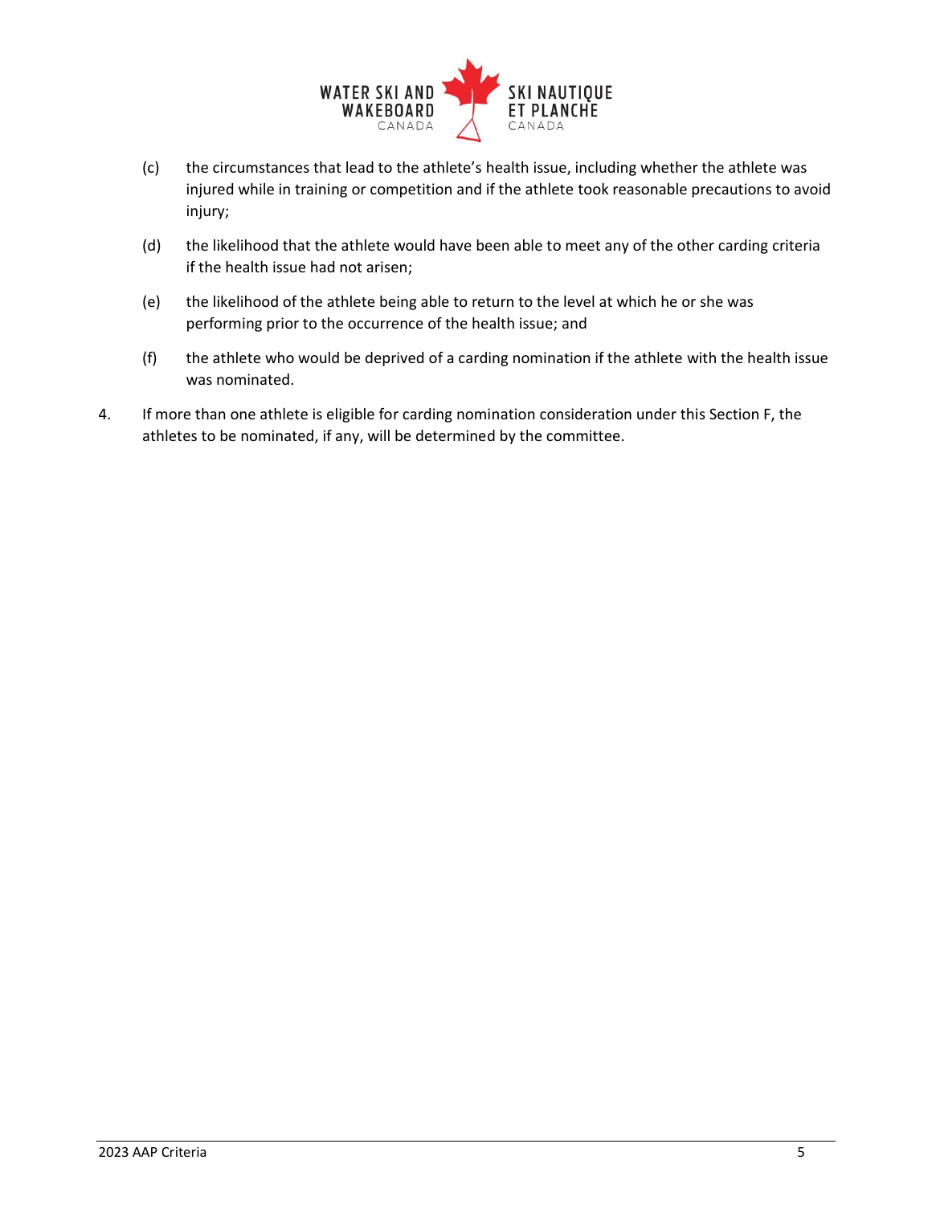(c) the circumstances that lead to the athlete's health issue, including whether the athlete was injured while in training or competition and if the athlete took reasonable precautions to avoid injury;

(d) the likelihood that the athlete would have been able to meet any of the other carding criteria if the health issue had not arisen;

(e) the likelihood of the athlete being able to return to the level at which he or she was performing prior to the occurrence of the health issue; and

(f) the athlete who would be deprived of a carding nomination if the athlete with the health issue was nominated.

4. If more than one athlete is eligible for carding nomination consideration under this Section F, the athletes to be nominated, if any, will be determined by the committee.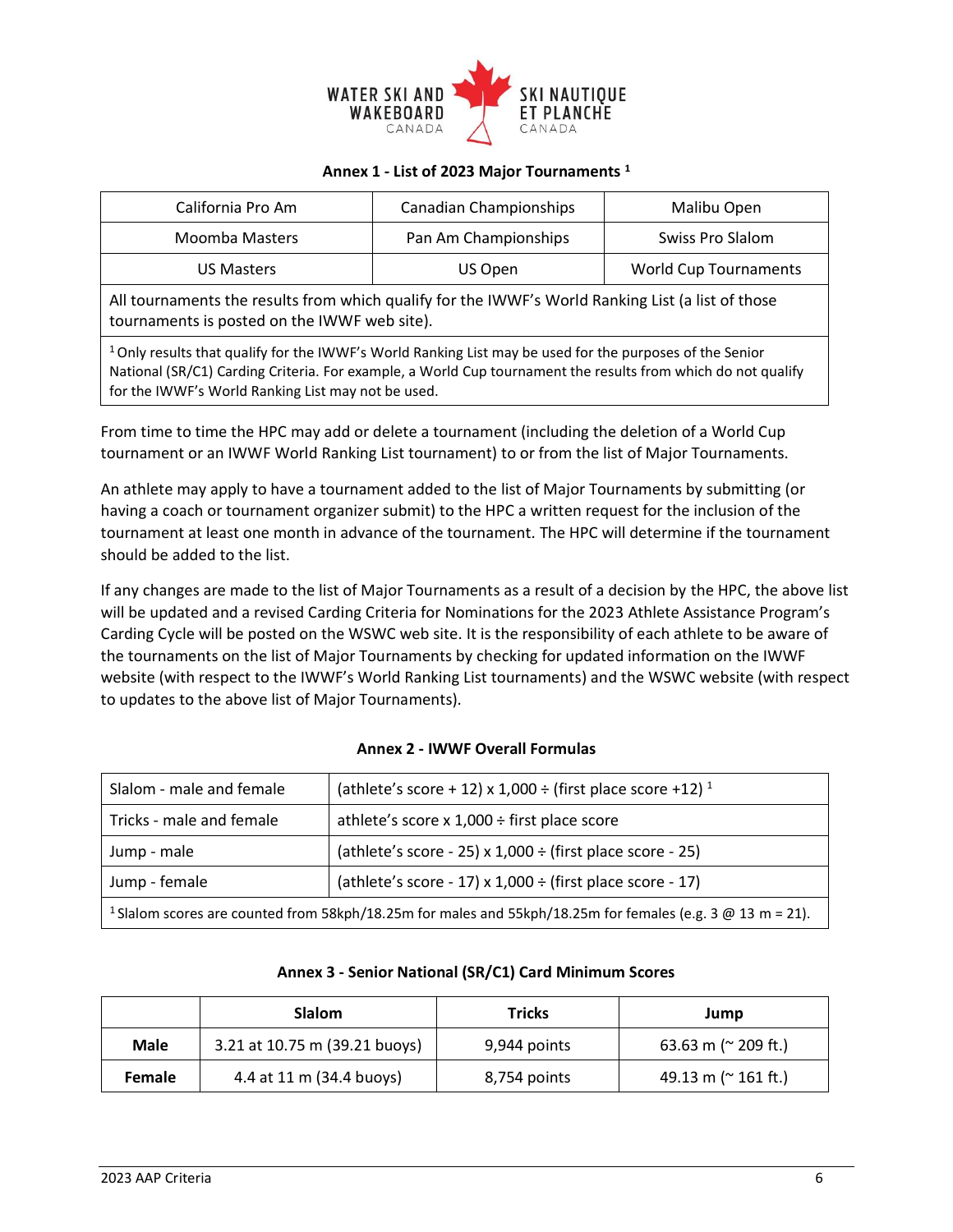**Annex 1 - List of 2023 Major Tournaments [1]**

| | | |
|---|---|---|
| California Pro Am | Canadian Championships | Malibu Open |
| Moomba Masters | Pan Am Championships | Swiss Pro Slalom |
| US Masters | US Open | World Cup Tournaments |
| All tournaments the results from which qualify for the IWWF's World Ranking List (a list of those tournaments is posted on the IWWF web site). | | |
| [1] Only results that qualify for the IWWF's World Ranking List may be used for the purposes of the Senior National (SR/C1) Carding Criteria. For example, a World Cup tournament the results from which do not qualify for the IWWF's World Ranking List may not be used. | | |

From time to time the HPC may add or delete a tournament (including the deletion of a World Cup tournament or an IWWF World Ranking List tournament) to or from the list of Major Tournaments.

An athlete may apply to have a tournament added to the list of Major Tournaments by submitting (or having a coach or tournament organizer submit) to the HPC a written request for the inclusion of the tournament at least one month in advance of the tournament. The HPC will determine if the tournament should be added to the list.

If any changes are made to the list of Major Tournaments as a result of a decision by the HPC, the above list will be updated and a revised Carding Criteria for Nominations for the 2023 Athlete Assistance Program's Carding Cycle will be posted on the WSWC web site. It is the responsibility of each athlete to be aware of the tournaments on the list of Major Tournaments by checking for updated information on the IWWF website (with respect to the IWWF's World Ranking List tournaments) and the WSWC website (with respect to updates to the above list of Major Tournaments).

**Annex 2 - IWWF Overall Formulas**

| | |
|---|---|
| Slalom - male and female | (athlete's score + 12) x 1,000 ÷ (first place score +12) [1] |
| Tricks - male and female | athlete's score x 1,000 ÷ first place score |
| Jump - male | (athlete's score - 25) x 1,000 ÷ (first place score - 25) |
| Jump - female | (athlete's score - 17) x 1,000 ÷ (first place score - 17) |
| [1] Slalom scores are counted from 58kph/18.25m for males and 55kph/18.25m for females (e.g. 3 @ 13 m = 21). | |

**Annex 3 - Senior National (SR/C1) Card Minimum Scores**

| | Slalom | Tricks | Jump |
|---|---|---|---|
| **Male** | 3.21 at 10.75 m (39.21 buoys) | 9,944 points | 63.63 m (~ 209 ft.) |
| **Female** | 4.4 at 11 m (34.4 buoys) | 8,754 points | 49.13 m (~ 161 ft.) |